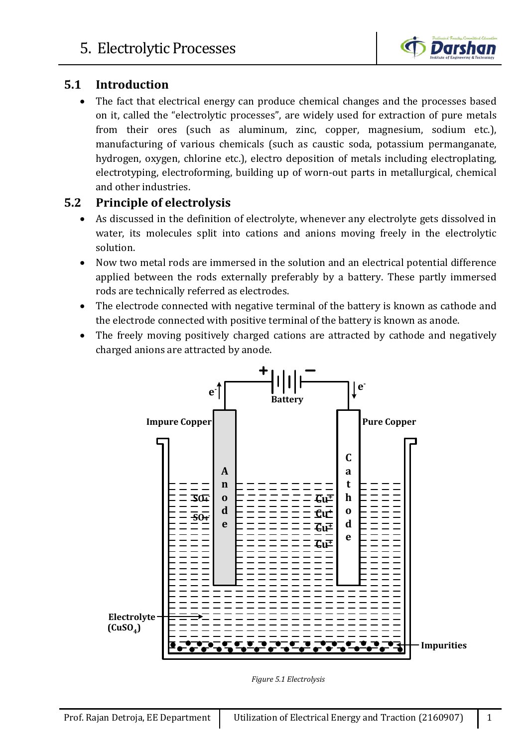# 5. Electrolytic Processes

## 5.1 Introduction

- The fact that electrical energy can produce chemical changes and the processes based on it, called the "electrolytic processes", are widely used for extraction of pure metals from their ores (such as aluminum, zinc, copper, magnesium, sodium etc.), manufacturing of various chemicals (such as caustic soda, potassium permanganate, hydrogen, oxygen, chlorine etc.), electro deposition of metals including electroplating, electrotyping, electroforming, building up of worn-out parts in metallurgical, chemical and other industries.

## 5.2 Principle of electrolysis

- As discussed in the definition of electrolyte, whenever any electrolyte gets dissolved in water, its molecules split into cations and anions moving freely in the electrolytic solution.
- Now two metal rods are immersed in the solution and an electrical potential difference applied between the rods externally preferably by a battery. These partly immersed rods are technically referred as electrodes.
- The electrode connected with negative terminal of the battery is known as cathode and the electrode connected with positive terminal of the battery is known as anode.
- The freely moving positively charged cations are attracted by cathode and negatively charged anions are attracted by anode.

*Figure 5.1 Electrolysis*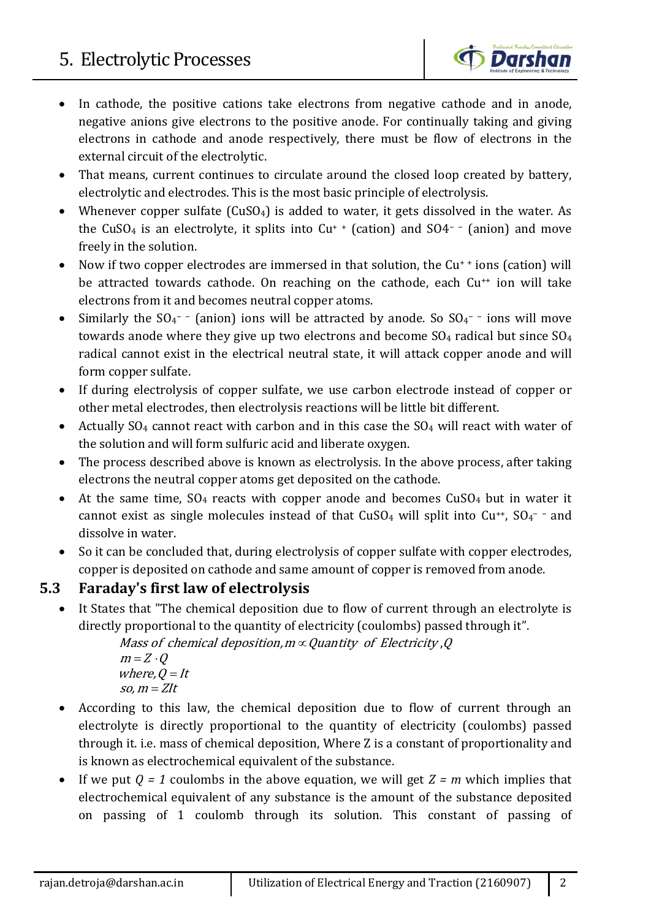- In cathode, the positive cations take electrons from negative cathode and in anode, negative anions give electrons to the positive anode. For continually taking and giving electrons in cathode and anode respectively, there must be flow of electrons in the external circuit of the electrolytic.
- That means, current continues to circulate around the closed loop created by battery, electrolytic and electrodes. This is the most basic principle of electrolysis.
- Whenever copper sulfate ($CuSO_4$) is added to water, it gets dissolved in the water. As the $CuSO_4$ is an electrolyte, it splits into $Cu^{+\,+}$ (cation) and $SO4^{-\,-}$ (anion) and move freely in the solution.
- Now if two copper electrodes are immersed in that solution, the $Cu^{+\,+}$ ions (cation) will be attracted towards cathode. On reaching on the cathode, each $Cu^{++}$ ion will take electrons from it and becomes neutral copper atoms.
- Similarly the $SO_4^{-\,-}$ (anion) ions will be attracted by anode. So $SO_4^{-\,-}$ ions will move towards anode where they give up two electrons and become $SO_4$ radical but since $SO_4$ radical cannot exist in the electrical neutral state, it will attack copper anode and will form copper sulfate.
- If during electrolysis of copper sulfate, we use carbon electrode instead of copper or other metal electrodes, then electrolysis reactions will be little bit different.
- Actually $SO_4$ cannot react with carbon and in this case the $SO_4$ will react with water of the solution and will form sulfuric acid and liberate oxygen.
- The process described above is known as electrolysis. In the above process, after taking electrons the neutral copper atoms get deposited on the cathode.
- At the same time, $SO_4$ reacts with copper anode and becomes $CuSO_4$ but in water it cannot exist as single molecules instead of that $CuSO_4$ will split into $Cu^{++}$, $SO_4^{-\,-}$ and dissolve in water.
- So it can be concluded that, during electrolysis of copper sulfate with copper electrodes, copper is deposited on cathode and same amount of copper is removed from anode.

## 5.3 Faraday's first law of electrolysis

- It States that "The chemical deposition due to flow of current through an electrolyte is directly proportional to the quantity of electricity (coulombs) passed through it".

$$\textit{Mass of chemical deposition}, m \propto \textit{Quantity of Electricity}, Q$$
$$m = Z \cdot Q$$
$$\textit{where}, Q = It$$
$$\textit{so}, m = ZIt$$

- According to this law, the chemical deposition due to flow of current through an electrolyte is directly proportional to the quantity of electricity (coulombs) passed through it. i.e. mass of chemical deposition, Where Z is a constant of proportionality and is known as electrochemical equivalent of the substance.
- If we put *Q = 1* coulombs in the above equation, we will get *Z = m* which implies that electrochemical equivalent of any substance is the amount of the substance deposited on passing of 1 coulomb through its solution. This constant of passing of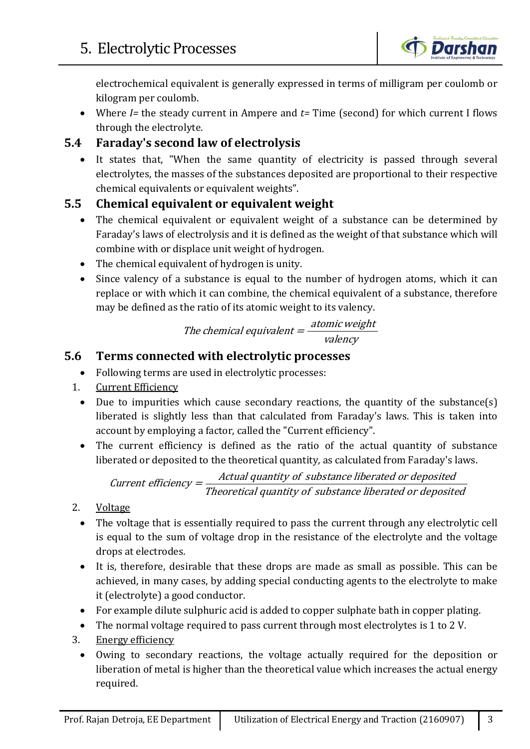electrochemical equivalent is generally expressed in terms of milligram per coulomb or kilogram per coulomb.

- Where $I$= the steady current in Ampere and $t$= Time (second) for which current I flows through the electrolyte.

## 5.4 Faraday's second law of electrolysis

- It states that, "When the same quantity of electricity is passed through several electrolytes, the masses of the substances deposited are proportional to their respective chemical equivalents or equivalent weights".

## 5.5 Chemical equivalent or equivalent weight

- The chemical equivalent or equivalent weight of a substance can be determined by Faraday's laws of electrolysis and it is defined as the weight of that substance which will combine with or displace unit weight of hydrogen.
- The chemical equivalent of hydrogen is unity.
- Since valency of a substance is equal to the number of hydrogen atoms, which it can replace or with which it can combine, the chemical equivalent of a substance, therefore may be defined as the ratio of its atomic weight to its valency.

$$\text{The chemical equivalent} = \frac{\text{atomic weight}}{\text{valency}}$$

## 5.6 Terms connected with electrolytic processes

- Following terms are used in electrolytic processes:

1. Current Efficiency

- Due to impurities which cause secondary reactions, the quantity of the substance(s) liberated is slightly less than that calculated from Faraday's laws. This is taken into account by employing a factor, called the "Current efficiency".
- The current efficiency is defined as the ratio of the actual quantity of substance liberated or deposited to the theoretical quantity, as calculated from Faraday's laws.

$$\text{Current efficiency} = \frac{\text{Actual quantity of substance liberated or deposited}}{\text{Theoretical quantity of substance liberated or deposited}}$$

2. Voltage

- The voltage that is essentially required to pass the current through any electrolytic cell is equal to the sum of voltage drop in the resistance of the electrolyte and the voltage drops at electrodes.
- It is, therefore, desirable that these drops are made as small as possible. This can be achieved, in many cases, by adding special conducting agents to the electrolyte to make it (electrolyte) a good conductor.
- For example dilute sulphuric acid is added to copper sulphate bath in copper plating.
- The normal voltage required to pass current through most electrolytes is 1 to 2 V.

3. Energy efficiency

- Owing to secondary reactions, the voltage actually required for the deposition or liberation of metal is higher than the theoretical value which increases the actual energy required.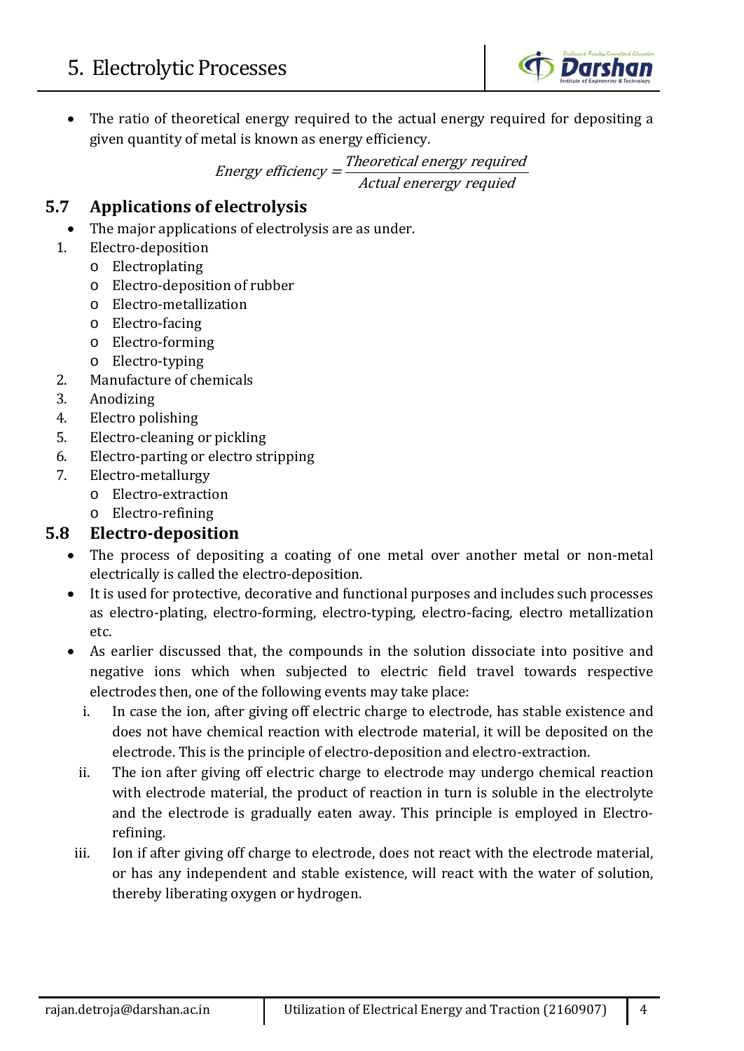- The ratio of theoretical energy required to the actual energy required for depositing a given quantity of metal is known as energy efficiency.

$$Energy\ efficiency = \frac{Theoretical\ energy\ required}{Actual\ enerergy\ requied}$$

## 5.7 Applications of electrolysis

- The major applications of electrolysis are as under.

1. Electro-deposition
   - Electroplating
   - Electro-deposition of rubber
   - Electro-metallization
   - Electro-facing
   - Electro-forming
   - Electro-typing
2. Manufacture of chemicals
3. Anodizing
4. Electro polishing
5. Electro-cleaning or pickling
6. Electro-parting or electro stripping
7. Electro-metallurgy
   - Electro-extraction
   - Electro-refining

## 5.8 Electro-deposition

- The process of depositing a coating of one metal over another metal or non-metal electrically is called the electro-deposition.
- It is used for protective, decorative and functional purposes and includes such processes as electro-plating, electro-forming, electro-typing, electro-facing, electro metallization etc.
- As earlier discussed that, the compounds in the solution dissociate into positive and negative ions which when subjected to electric field travel towards respective electrodes then, one of the following events may take place:
  i. In case the ion, after giving off electric charge to electrode, has stable existence and does not have chemical reaction with electrode material, it will be deposited on the electrode. This is the principle of electro-deposition and electro-extraction.
  ii. The ion after giving off electric charge to electrode may undergo chemical reaction with electrode material, the product of reaction in turn is soluble in the electrolyte and the electrode is gradually eaten away. This principle is employed in Electro-refining.
  iii. Ion if after giving off charge to electrode, does not react with the electrode material, or has any independent and stable existence, will react with the water of solution, thereby liberating oxygen or hydrogen.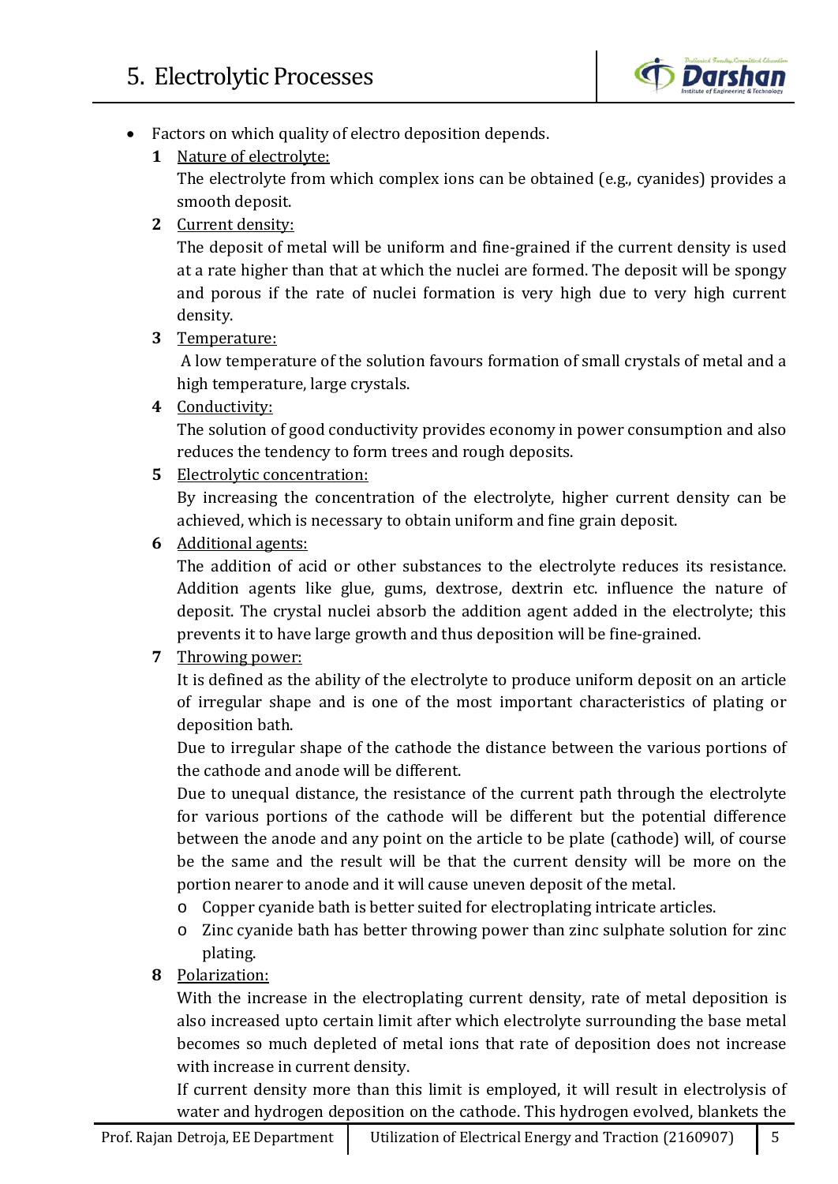- Factors on which quality of electro deposition depends.

  **1** Nature of electrolyte:

  The electrolyte from which complex ions can be obtained (e.g., cyanides) provides a smooth deposit.

  **2** Current density:

  The deposit of metal will be uniform and fine-grained if the current density is used at a rate higher than that at which the nuclei are formed. The deposit will be spongy and porous if the rate of nuclei formation is very high due to very high current density.

  **3** Temperature:

  A low temperature of the solution favours formation of small crystals of metal and a high temperature, large crystals.

  **4** Conductivity:

  The solution of good conductivity provides economy in power consumption and also reduces the tendency to form trees and rough deposits.

  **5** Electrolytic concentration:

  By increasing the concentration of the electrolyte, higher current density can be achieved, which is necessary to obtain uniform and fine grain deposit.

  **6** Additional agents:

  The addition of acid or other substances to the electrolyte reduces its resistance. Addition agents like glue, gums, dextrose, dextrin etc. influence the nature of deposit. The crystal nuclei absorb the addition agent added in the electrolyte; this prevents it to have large growth and thus deposition will be fine-grained.

  **7** Throwing power:

  It is defined as the ability of the electrolyte to produce uniform deposit on an article of irregular shape and is one of the most important characteristics of plating or deposition bath.

  Due to irregular shape of the cathode the distance between the various portions of the cathode and anode will be different.

  Due to unequal distance, the resistance of the current path through the electrolyte for various portions of the cathode will be different but the potential difference between the anode and any point on the article to be plate (cathode) will, of course be the same and the result will be that the current density will be more on the portion nearer to anode and it will cause uneven deposit of the metal.

  - Copper cyanide bath is better suited for electroplating intricate articles.
  - Zinc cyanide bath has better throwing power than zinc sulphate solution for zinc plating.

  **8** Polarization:

  With the increase in the electroplating current density, rate of metal deposition is also increased upto certain limit after which electrolyte surrounding the base metal becomes so much depleted of metal ions that rate of deposition does not increase with increase in current density.

  If current density more than this limit is employed, it will result in electrolysis of water and hydrogen deposition on the cathode. This hydrogen evolved, blankets the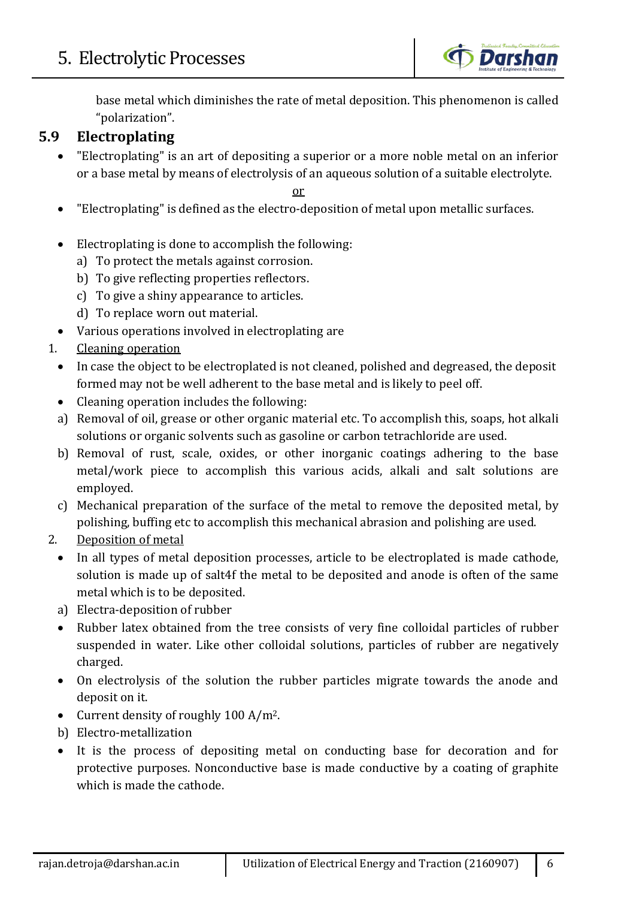base metal which diminishes the rate of metal deposition. This phenomenon is called "polarization".

## 5.9 Electroplating

- "Electroplating" is an art of depositing a superior or a more noble metal on an inferior or a base metal by means of electrolysis of an aqueous solution of a suitable electrolyte.

<u>or</u>

- "Electroplating" is defined as the electro-deposition of metal upon metallic surfaces.

- Electroplating is done to accomplish the following:
  a) To protect the metals against corrosion.
  b) To give reflecting properties reflectors.
  c) To give a shiny appearance to articles.
  d) To replace worn out material.
- Various operations involved in electroplating are

1. <u>Cleaning operation</u>

- In case the object to be electroplated is not cleaned, polished and degreased, the deposit formed may not be well adherent to the base metal and is likely to peel off.
- Cleaning operation includes the following:

a) Removal of oil, grease or other organic material etc. To accomplish this, soaps, hot alkali solutions or organic solvents such as gasoline or carbon tetrachloride are used.

b) Removal of rust, scale, oxides, or other inorganic coatings adhering to the base metal/work piece to accomplish this various acids, alkali and salt solutions are employed.

c) Mechanical preparation of the surface of the metal to remove the deposited metal, by polishing, buffing etc to accomplish this mechanical abrasion and polishing are used.

2. <u>Deposition of metal</u>

- In all types of metal deposition processes, article to be electroplated is made cathode, solution is made up of salt4f the metal to be deposited and anode is often of the same metal which is to be deposited.

a) Electra-deposition of rubber

- Rubber latex obtained from the tree consists of very fine colloidal particles of rubber suspended in water. Like other colloidal solutions, particles of rubber are negatively charged.
- On electrolysis of the solution the rubber particles migrate towards the anode and deposit on it.
- Current density of roughly 100 A/$m^2$.

b) Electro-metallization

- It is the process of depositing metal on conducting base for decoration and for protective purposes. Nonconductive base is made conductive by a coating of graphite which is made the cathode.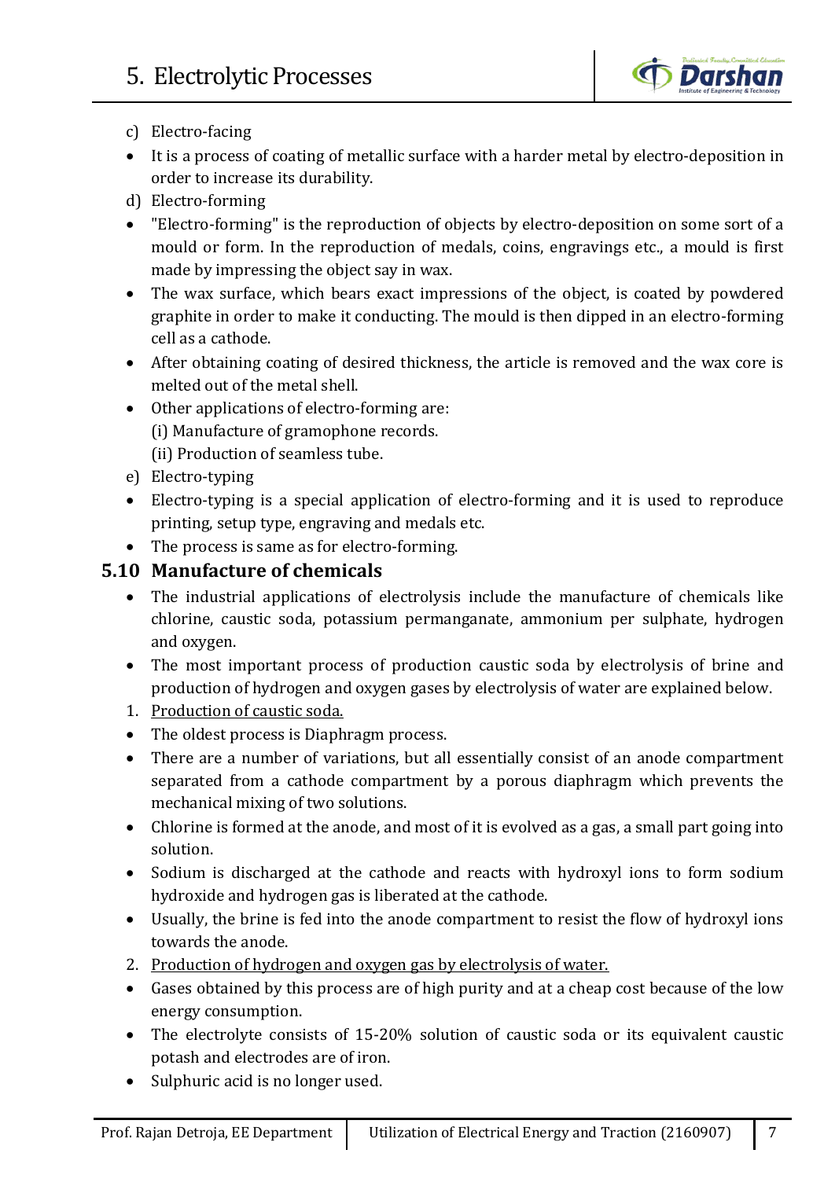c) Electro-facing

- It is a process of coating of metallic surface with a harder metal by electro-deposition in order to increase its durability.

d) Electro-forming

- "Electro-forming" is the reproduction of objects by electro-deposition on some sort of a mould or form. In the reproduction of medals, coins, engravings etc., a mould is first made by impressing the object say in wax.
- The wax surface, which bears exact impressions of the object, is coated by powdered graphite in order to make it conducting. The mould is then dipped in an electro-forming cell as a cathode.
- After obtaining coating of desired thickness, the article is removed and the wax core is melted out of the metal shell.
- Other applications of electro-forming are:
  (i) Manufacture of gramophone records.
  (ii) Production of seamless tube.

e) Electro-typing

- Electro-typing is a special application of electro-forming and it is used to reproduce printing, setup type, engraving and medals etc.
- The process is same as for electro-forming.

## 5.10 Manufacture of chemicals

- The industrial applications of electrolysis include the manufacture of chemicals like chlorine, caustic soda, potassium permanganate, ammonium per sulphate, hydrogen and oxygen.
- The most important process of production caustic soda by electrolysis of brine and production of hydrogen and oxygen gases by electrolysis of water are explained below.

1. <u>Production of caustic soda.</u>

- The oldest process is Diaphragm process.
- There are a number of variations, but all essentially consist of an anode compartment separated from a cathode compartment by a porous diaphragm which prevents the mechanical mixing of two solutions.
- Chlorine is formed at the anode, and most of it is evolved as a gas, a small part going into solution.
- Sodium is discharged at the cathode and reacts with hydroxyl ions to form sodium hydroxide and hydrogen gas is liberated at the cathode.
- Usually, the brine is fed into the anode compartment to resist the flow of hydroxyl ions towards the anode.

2. <u>Production of hydrogen and oxygen gas by electrolysis of water.</u>

- Gases obtained by this process are of high purity and at a cheap cost because of the low energy consumption.
- The electrolyte consists of 15-20% solution of caustic soda or its equivalent caustic potash and electrodes are of iron.
- Sulphuric acid is no longer used.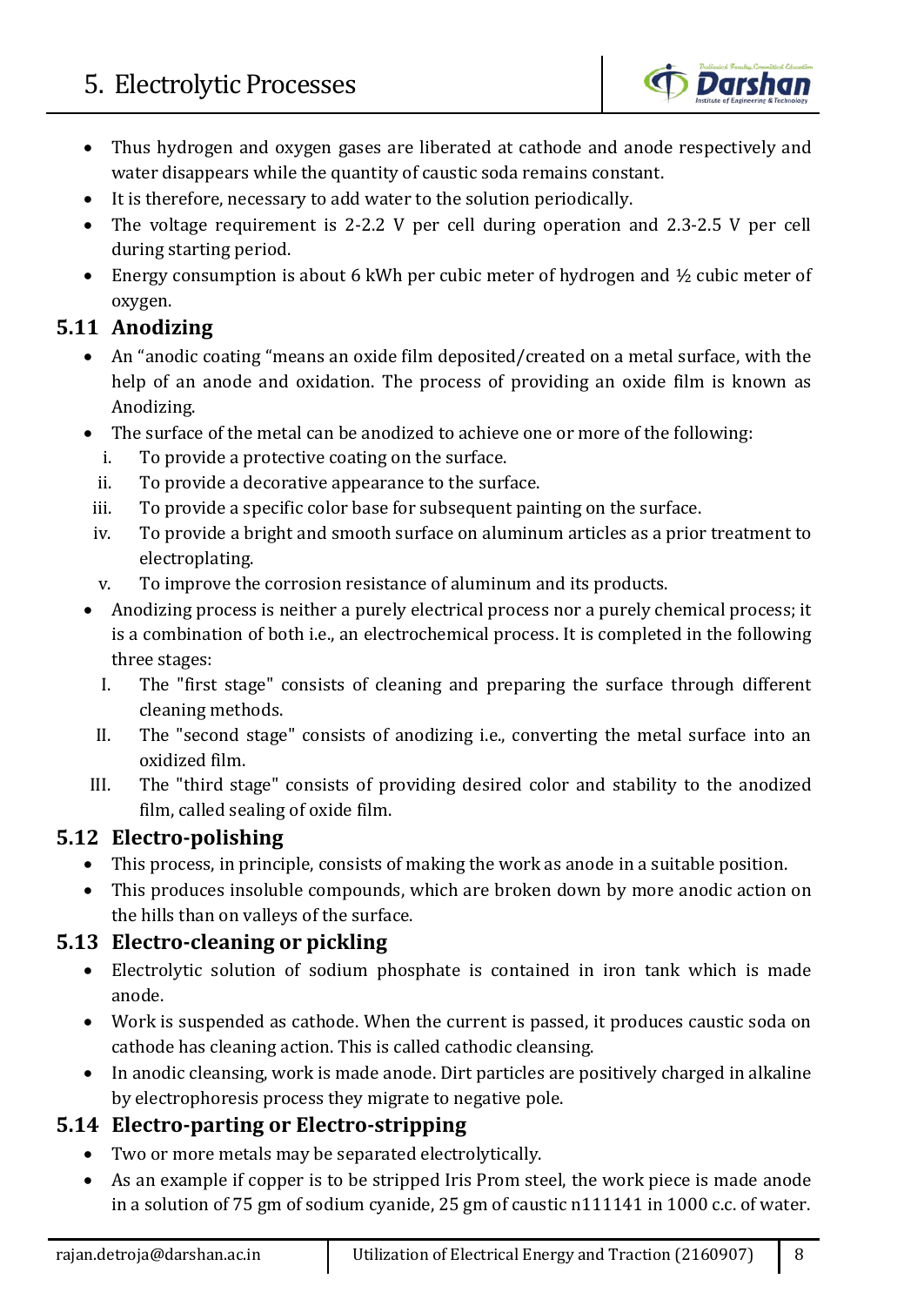- Thus hydrogen and oxygen gases are liberated at cathode and anode respectively and water disappears while the quantity of caustic soda remains constant.
- It is therefore, necessary to add water to the solution periodically.
- The voltage requirement is 2-2.2 V per cell during operation and 2.3-2.5 V per cell during starting period.
- Energy consumption is about 6 kWh per cubic meter of hydrogen and ½ cubic meter of oxygen.

## 5.11 Anodizing

- An "anodic coating "means an oxide film deposited/created on a metal surface, with the help of an anode and oxidation. The process of providing an oxide film is known as Anodizing.
- The surface of the metal can be anodized to achieve one or more of the following:
  i. To provide a protective coating on the surface.
  ii. To provide a decorative appearance to the surface.
  iii. To provide a specific color base for subsequent painting on the surface.
  iv. To provide a bright and smooth surface on aluminum articles as a prior treatment to electroplating.
  v. To improve the corrosion resistance of aluminum and its products.
- Anodizing process is neither a purely electrical process nor a purely chemical process; it is a combination of both i.e., an electrochemical process. It is completed in the following three stages:
  I. The "first stage" consists of cleaning and preparing the surface through different cleaning methods.
  II. The "second stage" consists of anodizing i.e., converting the metal surface into an oxidized film.
  III. The "third stage" consists of providing desired color and stability to the anodized film, called sealing of oxide film.

## 5.12 Electro-polishing

- This process, in principle, consists of making the work as anode in a suitable position.
- This produces insoluble compounds, which are broken down by more anodic action on the hills than on valleys of the surface.

## 5.13 Electro-cleaning or pickling

- Electrolytic solution of sodium phosphate is contained in iron tank which is made anode.
- Work is suspended as cathode. When the current is passed, it produces caustic soda on cathode has cleaning action. This is called cathodic cleansing.
- In anodic cleansing, work is made anode. Dirt particles are positively charged in alkaline by electrophoresis process they migrate to negative pole.

## 5.14 Electro-parting or Electro-stripping

- Two or more metals may be separated electrolytically.
- As an example if copper is to be stripped Iris Prom steel, the work piece is made anode in a solution of 75 gm of sodium cyanide, 25 gm of caustic n111141 in 1000 c.c. of water.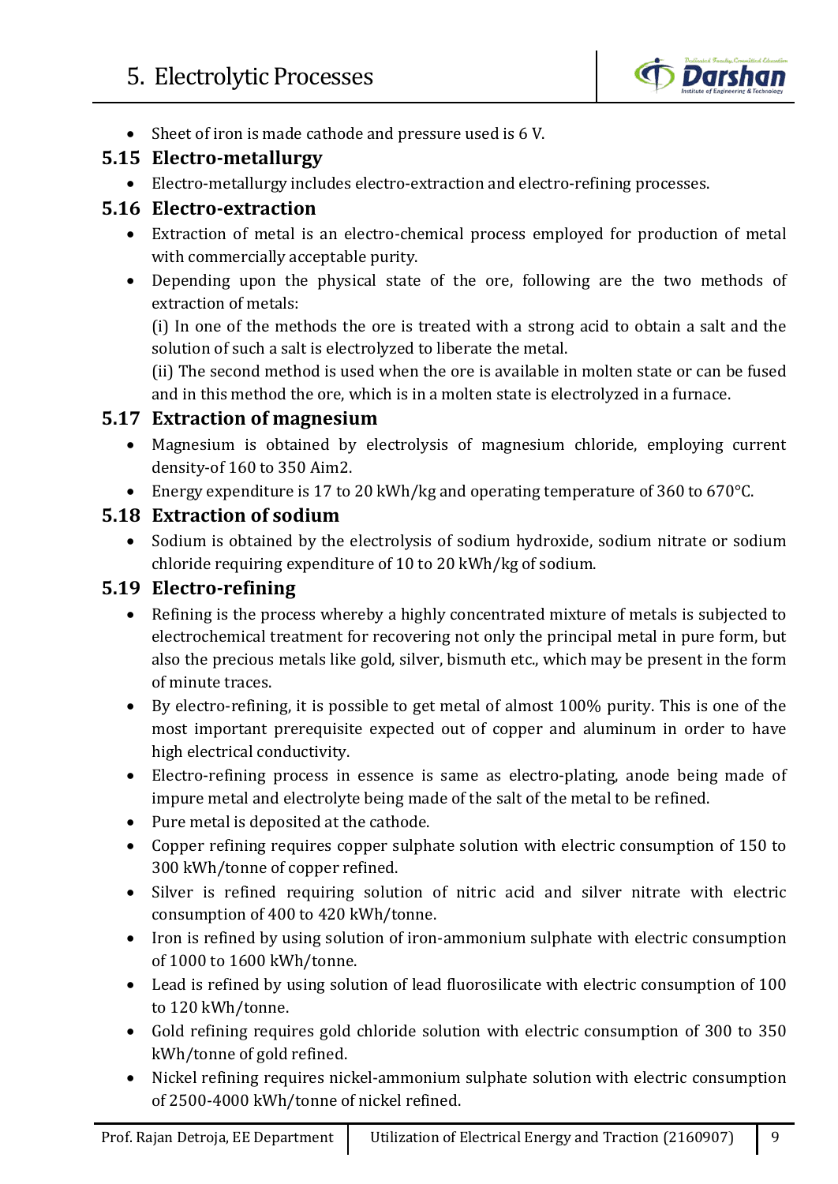- Sheet of iron is made cathode and pressure used is 6 V.

## 5.15 Electro-metallurgy

- Electro-metallurgy includes electro-extraction and electro-refining processes.

## 5.16 Electro-extraction

- Extraction of metal is an electro-chemical process employed for production of metal with commercially acceptable purity.
- Depending upon the physical state of the ore, following are the two methods of extraction of metals:
  (i) In one of the methods the ore is treated with a strong acid to obtain a salt and the solution of such a salt is electrolyzed to liberate the metal.
  (ii) The second method is used when the ore is available in molten state or can be fused and in this method the ore, which is in a molten state is electrolyzed in a furnace.

## 5.17 Extraction of magnesium

- Magnesium is obtained by electrolysis of magnesium chloride, employing current density-of 160 to 350 Aim2.
- Energy expenditure is 17 to 20 kWh/kg and operating temperature of 360 to 670°C.

## 5.18 Extraction of sodium

- Sodium is obtained by the electrolysis of sodium hydroxide, sodium nitrate or sodium chloride requiring expenditure of 10 to 20 kWh/kg of sodium.

## 5.19 Electro-refining

- Refining is the process whereby a highly concentrated mixture of metals is subjected to electrochemical treatment for recovering not only the principal metal in pure form, but also the precious metals like gold, silver, bismuth etc., which may be present in the form of minute traces.
- By electro-refining, it is possible to get metal of almost 100% purity. This is one of the most important prerequisite expected out of copper and aluminum in order to have high electrical conductivity.
- Electro-refining process in essence is same as electro-plating, anode being made of impure metal and electrolyte being made of the salt of the metal to be refined.
- Pure metal is deposited at the cathode.
- Copper refining requires copper sulphate solution with electric consumption of 150 to 300 kWh/tonne of copper refined.
- Silver is refined requiring solution of nitric acid and silver nitrate with electric consumption of 400 to 420 kWh/tonne.
- Iron is refined by using solution of iron-ammonium sulphate with electric consumption of 1000 to 1600 kWh/tonne.
- Lead is refined by using solution of lead fluorosilicate with electric consumption of 100 to 120 kWh/tonne.
- Gold refining requires gold chloride solution with electric consumption of 300 to 350 kWh/tonne of gold refined.
- Nickel refining requires nickel-ammonium sulphate solution with electric consumption of 2500-4000 kWh/tonne of nickel refined.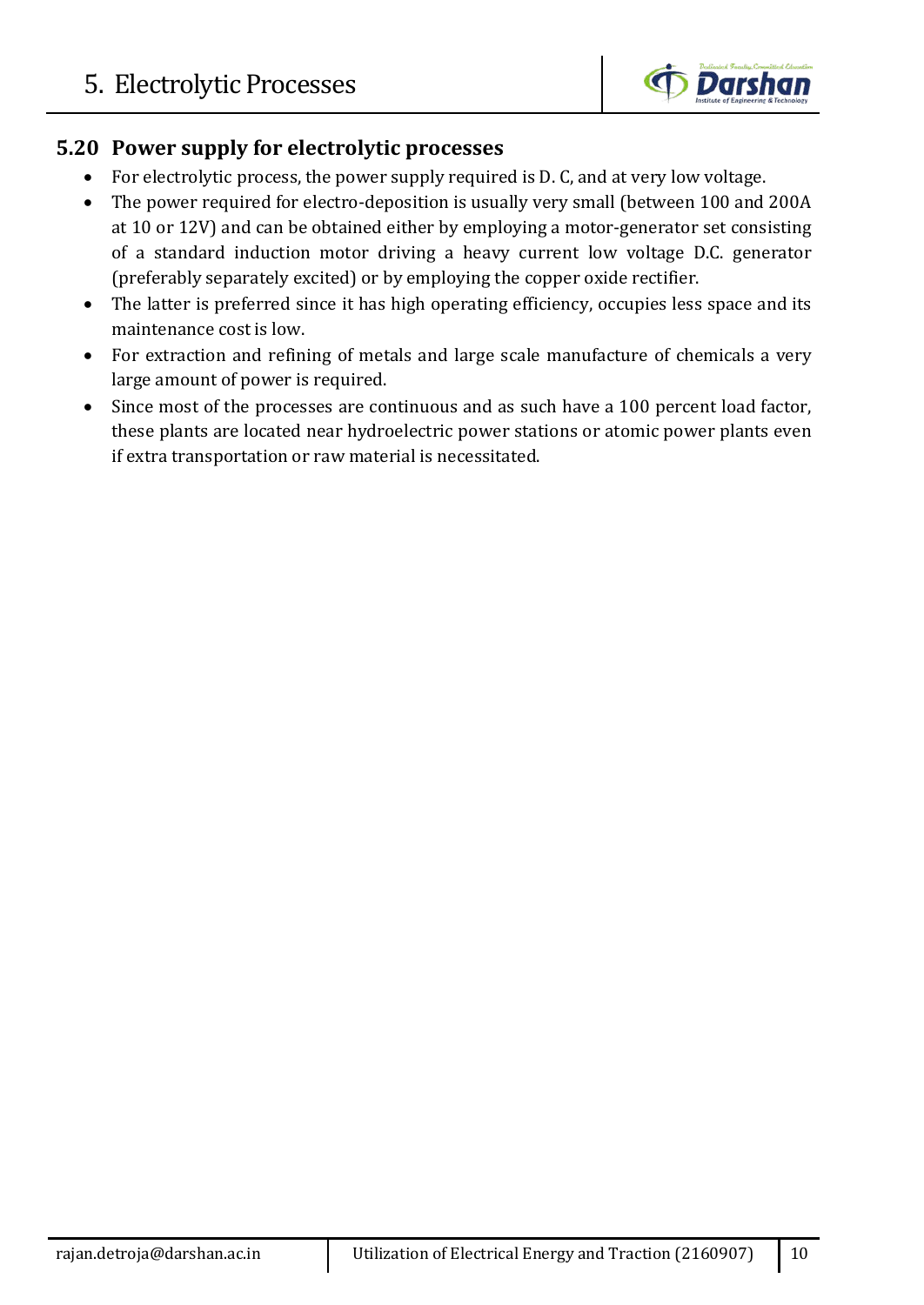## 5.20 Power supply for electrolytic processes

- For electrolytic process, the power supply required is D. C, and at very low voltage.
- The power required for electro-deposition is usually very small (between 100 and 200A at 10 or 12V) and can be obtained either by employing a motor-generator set consisting of a standard induction motor driving a heavy current low voltage D.C. generator (preferably separately excited) or by employing the copper oxide rectifier.
- The latter is preferred since it has high operating efficiency, occupies less space and its maintenance cost is low.
- For extraction and refining of metals and large scale manufacture of chemicals a very large amount of power is required.
- Since most of the processes are continuous and as such have a 100 percent load factor, these plants are located near hydroelectric power stations or atomic power plants even if extra transportation or raw material is necessitated.